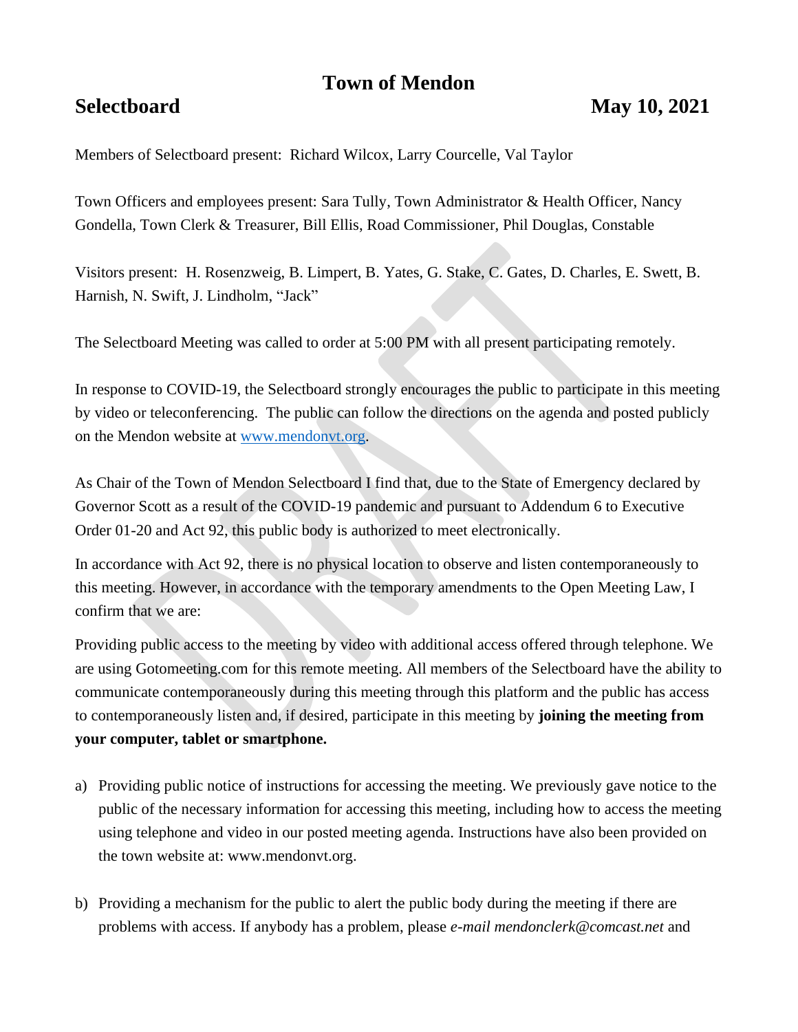# Town of Mendon

## Selectboard May 10, 2021

Members of Selectboard present: Richard Wilcox, Larry Courcelle, Val Taylor

Town Officers and employees present: Sara Tully, Town Administrator & Health Officer, Nancy Gondella, Town Clerk & Treasurer, Bill Ellis, Road Commissioner, Phil Douglas, Constable

Visitors present: H. Rosenzweig, B. Limpert, B. Yates, G. Stake, C. Gates, D. Charles, E. Swett, B. Harnish, N. Swift, J. Lindholm, "Jack"

The Selectboard Meeting was called to order at 5:00 PM with all present participating remotely.

In response to COVID-19, the Selectboard strongly encourages the public to participate in this meeting by video or teleconferencing. The public can follow the directions on the agenda and posted publicly on the Mendon website at www.mendonvt.org.

As Chair of the Town of Mendon Selectboard I find that, due to the State of Emergency declared by Governor Scott as a result of the COVID-19 pandemic and pursuant to Addendum 6 to Executive Order 01-20 and Act 92, this public body is authorized to meet electronically.

In accordance with Act 92, there is no physical location to observe and listen contemporaneously to this meeting. However, in accordance with the temporary amendments to the Open Meeting Law, I confirm that we are:

Providing public access to the meeting by video with additional access offered through telephone. We are using Gotomeeting.com for this remote meeting. All members of the Selectboard have the ability to communicate contemporaneously during this meeting through this platform and the public has access to contemporaneously listen and, if desired, participate in this meeting by **joining the meeting from your computer, tablet or smartphone.**

a) Providing public notice of instructions for accessing the meeting. We previously gave notice to the public of the necessary information for accessing this meeting, including how to access the meeting using telephone and video in our posted meeting agenda. Instructions have also been provided on the town website at: www.mendonvt.org.

b) Providing a mechanism for the public to alert the public body during the meeting if there are problems with access. If anybody has a problem, please *e-mail mendonclerk@comcast.net* and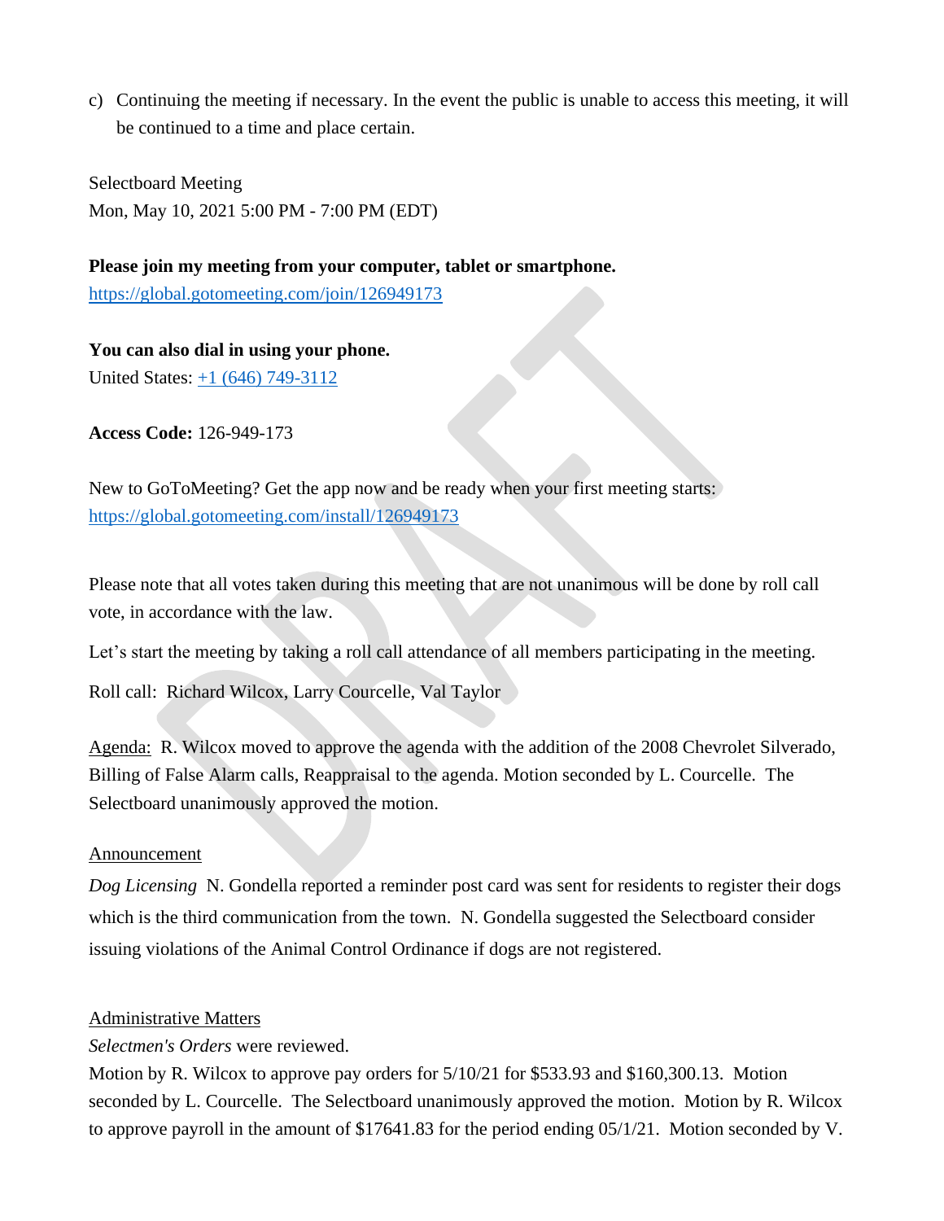c) Continuing the meeting if necessary. In the event the public is unable to access this meeting, it will be continued to a time and place certain.

Selectboard Meeting
Mon, May 10, 2021 5:00 PM - 7:00 PM (EDT)

**Please join my meeting from your computer, tablet or smartphone.**
https://global.gotomeeting.com/join/126949173

**You can also dial in using your phone.**
United States: +1 (646) 749-3112

**Access Code:** 126-949-173

New to GoToMeeting? Get the app now and be ready when your first meeting starts:
https://global.gotomeeting.com/install/126949173

Please note that all votes taken during this meeting that are not unanimous will be done by roll call vote, in accordance with the law.

Let's start the meeting by taking a roll call attendance of all members participating in the meeting.

Roll call: Richard Wilcox, Larry Courcelle, Val Taylor

Agenda: R. Wilcox moved to approve the agenda with the addition of the 2008 Chevrolet Silverado, Billing of False Alarm calls, Reappraisal to the agenda. Motion seconded by L. Courcelle. The Selectboard unanimously approved the motion.

Announcement

*Dog Licensing* N. Gondella reported a reminder post card was sent for residents to register their dogs which is the third communication from the town. N. Gondella suggested the Selectboard consider issuing violations of the Animal Control Ordinance if dogs are not registered.

Administrative Matters

*Selectmen's Orders* were reviewed.

Motion by R. Wilcox to approve pay orders for 5/10/21 for $533.93 and $160,300.13. Motion seconded by L. Courcelle. The Selectboard unanimously approved the motion. Motion by R. Wilcox to approve payroll in the amount of $17641.83 for the period ending 05/1/21. Motion seconded by V.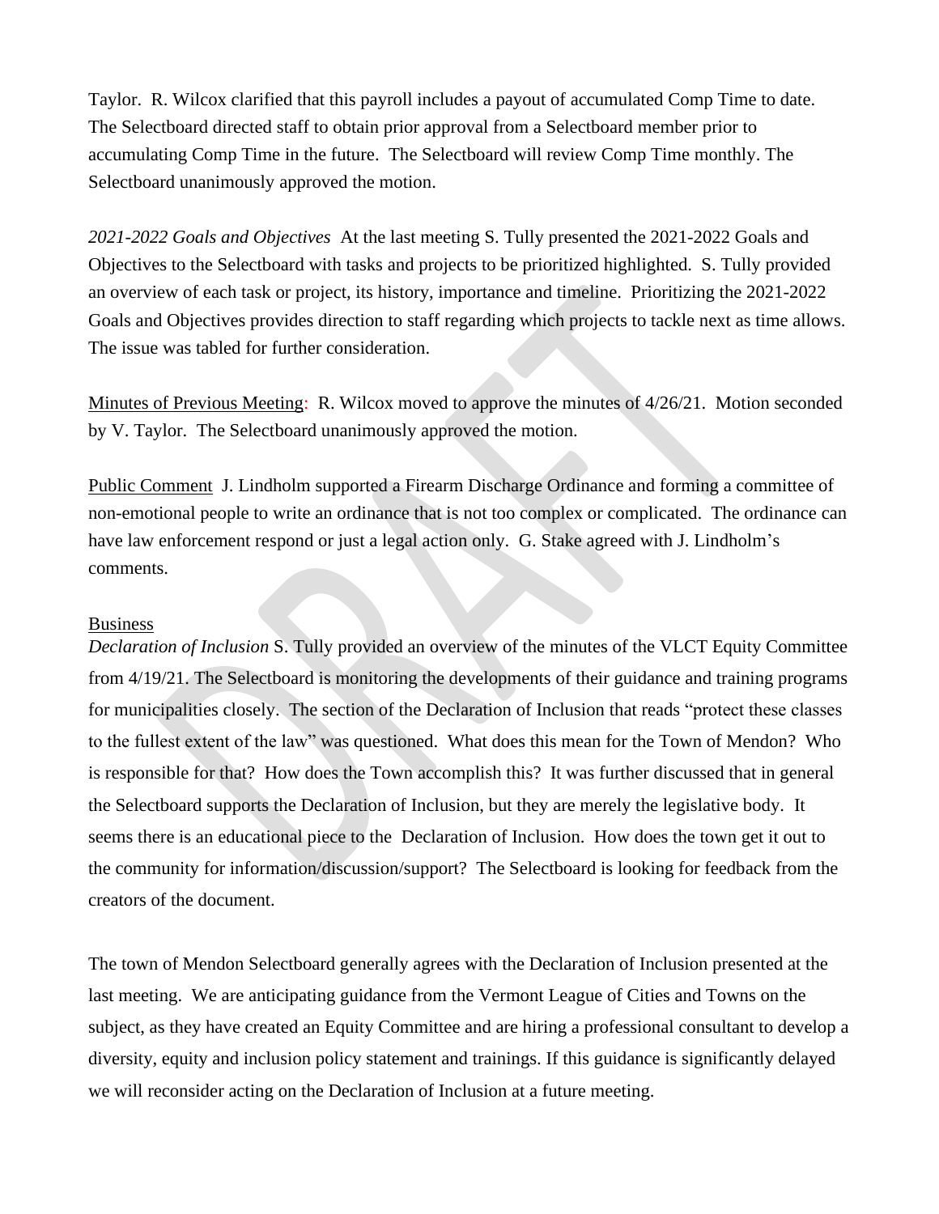Taylor. R. Wilcox clarified that this payroll includes a payout of accumulated Comp Time to date. The Selectboard directed staff to obtain prior approval from a Selectboard member prior to accumulating Comp Time in the future. The Selectboard will review Comp Time monthly. The Selectboard unanimously approved the motion.

*2021-2022 Goals and Objectives* At the last meeting S. Tully presented the 2021-2022 Goals and Objectives to the Selectboard with tasks and projects to be prioritized highlighted. S. Tully provided an overview of each task or project, its history, importance and timeline. Prioritizing the 2021-2022 Goals and Objectives provides direction to staff regarding which projects to tackle next as time allows. The issue was tabled for further consideration.

Minutes of Previous Meeting: R. Wilcox moved to approve the minutes of 4/26/21. Motion seconded by V. Taylor. The Selectboard unanimously approved the motion.

Public Comment J. Lindholm supported a Firearm Discharge Ordinance and forming a committee of non-emotional people to write an ordinance that is not too complex or complicated. The ordinance can have law enforcement respond or just a legal action only. G. Stake agreed with J. Lindholm's comments.

Business

*Declaration of Inclusion* S. Tully provided an overview of the minutes of the VLCT Equity Committee from 4/19/21. The Selectboard is monitoring the developments of their guidance and training programs for municipalities closely. The section of the Declaration of Inclusion that reads "protect these classes to the fullest extent of the law" was questioned. What does this mean for the Town of Mendon? Who is responsible for that? How does the Town accomplish this? It was further discussed that in general the Selectboard supports the Declaration of Inclusion, but they are merely the legislative body. It seems there is an educational piece to the Declaration of Inclusion. How does the town get it out to the community for information/discussion/support? The Selectboard is looking for feedback from the creators of the document.

The town of Mendon Selectboard generally agrees with the Declaration of Inclusion presented at the last meeting. We are anticipating guidance from the Vermont League of Cities and Towns on the subject, as they have created an Equity Committee and are hiring a professional consultant to develop a diversity, equity and inclusion policy statement and trainings. If this guidance is significantly delayed we will reconsider acting on the Declaration of Inclusion at a future meeting.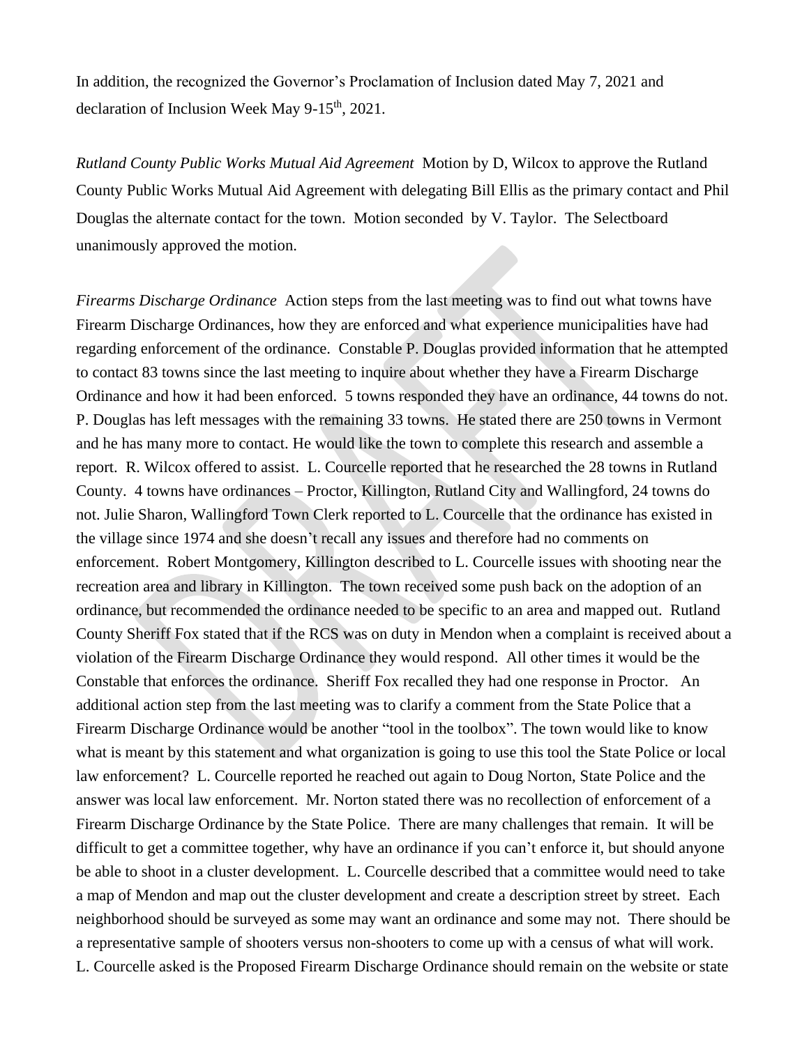In addition, the recognized the Governor's Proclamation of Inclusion dated May 7, 2021 and declaration of Inclusion Week May 9-15th, 2021.

*Rutland County Public Works Mutual Aid Agreement* Motion by D, Wilcox to approve the Rutland County Public Works Mutual Aid Agreement with delegating Bill Ellis as the primary contact and Phil Douglas the alternate contact for the town. Motion seconded by V. Taylor. The Selectboard unanimously approved the motion.

*Firearms Discharge Ordinance* Action steps from the last meeting was to find out what towns have Firearm Discharge Ordinances, how they are enforced and what experience municipalities have had regarding enforcement of the ordinance. Constable P. Douglas provided information that he attempted to contact 83 towns since the last meeting to inquire about whether they have a Firearm Discharge Ordinance and how it had been enforced. 5 towns responded they have an ordinance, 44 towns do not. P. Douglas has left messages with the remaining 33 towns. He stated there are 250 towns in Vermont and he has many more to contact. He would like the town to complete this research and assemble a report. R. Wilcox offered to assist. L. Courcelle reported that he researched the 28 towns in Rutland County. 4 towns have ordinances – Proctor, Killington, Rutland City and Wallingford, 24 towns do not. Julie Sharon, Wallingford Town Clerk reported to L. Courcelle that the ordinance has existed in the village since 1974 and she doesn't recall any issues and therefore had no comments on enforcement. Robert Montgomery, Killington described to L. Courcelle issues with shooting near the recreation area and library in Killington. The town received some push back on the adoption of an ordinance, but recommended the ordinance needed to be specific to an area and mapped out. Rutland County Sheriff Fox stated that if the RCS was on duty in Mendon when a complaint is received about a violation of the Firearm Discharge Ordinance they would respond. All other times it would be the Constable that enforces the ordinance. Sheriff Fox recalled they had one response in Proctor. An additional action step from the last meeting was to clarify a comment from the State Police that a Firearm Discharge Ordinance would be another "tool in the toolbox". The town would like to know what is meant by this statement and what organization is going to use this tool the State Police or local law enforcement? L. Courcelle reported he reached out again to Doug Norton, State Police and the answer was local law enforcement. Mr. Norton stated there was no recollection of enforcement of a Firearm Discharge Ordinance by the State Police. There are many challenges that remain. It will be difficult to get a committee together, why have an ordinance if you can't enforce it, but should anyone be able to shoot in a cluster development. L. Courcelle described that a committee would need to take a map of Mendon and map out the cluster development and create a description street by street. Each neighborhood should be surveyed as some may want an ordinance and some may not. There should be a representative sample of shooters versus non-shooters to come up with a census of what will work. L. Courcelle asked is the Proposed Firearm Discharge Ordinance should remain on the website or state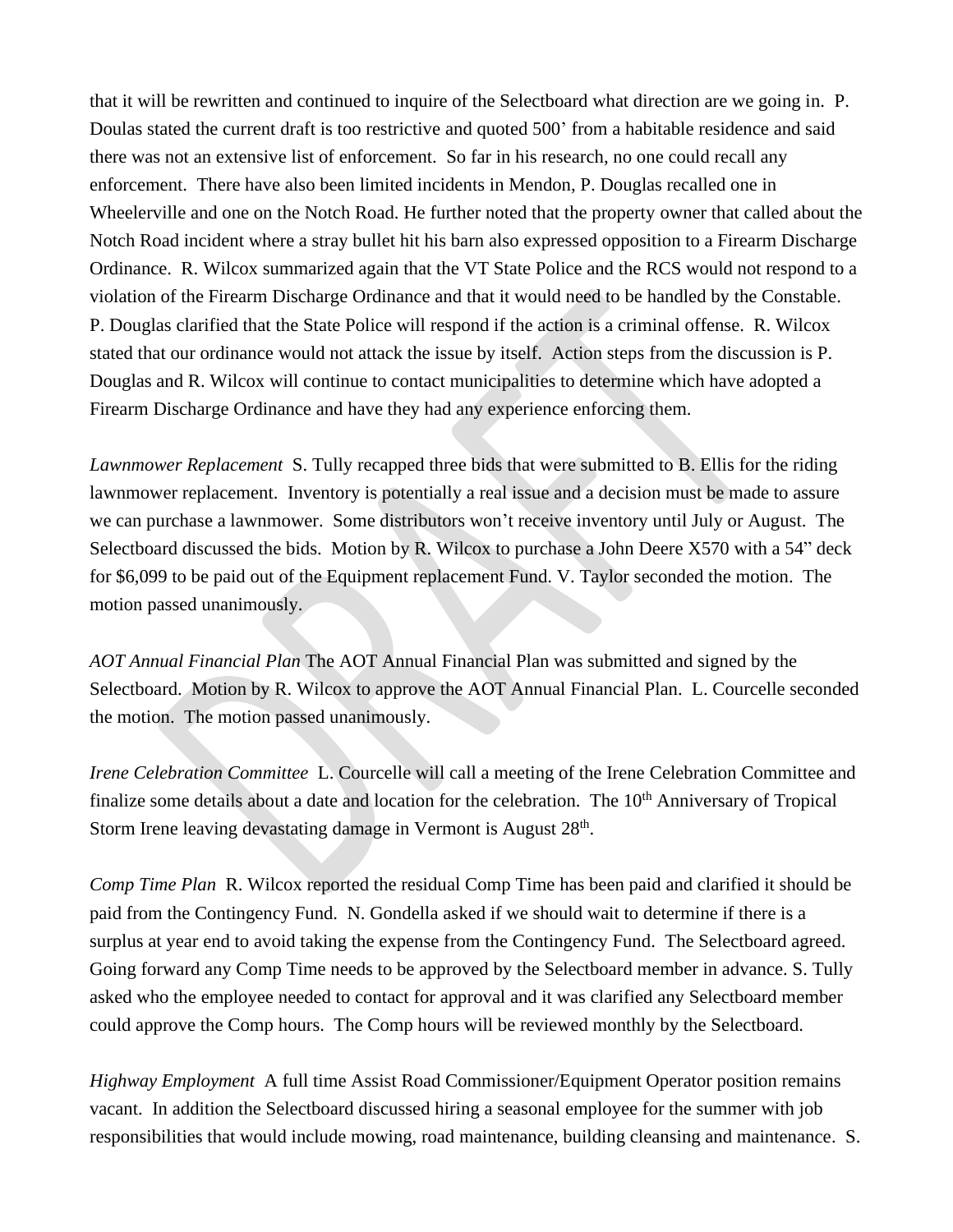that it will be rewritten and continued to inquire of the Selectboard what direction are we going in. P. Doulas stated the current draft is too restrictive and quoted 500' from a habitable residence and said there was not an extensive list of enforcement. So far in his research, no one could recall any enforcement. There have also been limited incidents in Mendon, P. Douglas recalled one in Wheelerville and one on the Notch Road. He further noted that the property owner that called about the Notch Road incident where a stray bullet hit his barn also expressed opposition to a Firearm Discharge Ordinance. R. Wilcox summarized again that the VT State Police and the RCS would not respond to a violation of the Firearm Discharge Ordinance and that it would need to be handled by the Constable. P. Douglas clarified that the State Police will respond if the action is a criminal offense. R. Wilcox stated that our ordinance would not attack the issue by itself. Action steps from the discussion is P. Douglas and R. Wilcox will continue to contact municipalities to determine which have adopted a Firearm Discharge Ordinance and have they had any experience enforcing them.

*Lawnmower Replacement* S. Tully recapped three bids that were submitted to B. Ellis for the riding lawnmower replacement. Inventory is potentially a real issue and a decision must be made to assure we can purchase a lawnmower. Some distributors won't receive inventory until July or August. The Selectboard discussed the bids. Motion by R. Wilcox to purchase a John Deere X570 with a 54" deck for $6,099 to be paid out of the Equipment replacement Fund. V. Taylor seconded the motion. The motion passed unanimously.

*AOT Annual Financial Plan* The AOT Annual Financial Plan was submitted and signed by the Selectboard. Motion by R. Wilcox to approve the AOT Annual Financial Plan. L. Courcelle seconded the motion. The motion passed unanimously.

*Irene Celebration Committee* L. Courcelle will call a meeting of the Irene Celebration Committee and finalize some details about a date and location for the celebration. The 10th Anniversary of Tropical Storm Irene leaving devastating damage in Vermont is August 28th.

*Comp Time Plan* R. Wilcox reported the residual Comp Time has been paid and clarified it should be paid from the Contingency Fund. N. Gondella asked if we should wait to determine if there is a surplus at year end to avoid taking the expense from the Contingency Fund. The Selectboard agreed. Going forward any Comp Time needs to be approved by the Selectboard member in advance. S. Tully asked who the employee needed to contact for approval and it was clarified any Selectboard member could approve the Comp hours. The Comp hours will be reviewed monthly by the Selectboard.

*Highway Employment* A full time Assist Road Commissioner/Equipment Operator position remains vacant. In addition the Selectboard discussed hiring a seasonal employee for the summer with job responsibilities that would include mowing, road maintenance, building cleansing and maintenance. S.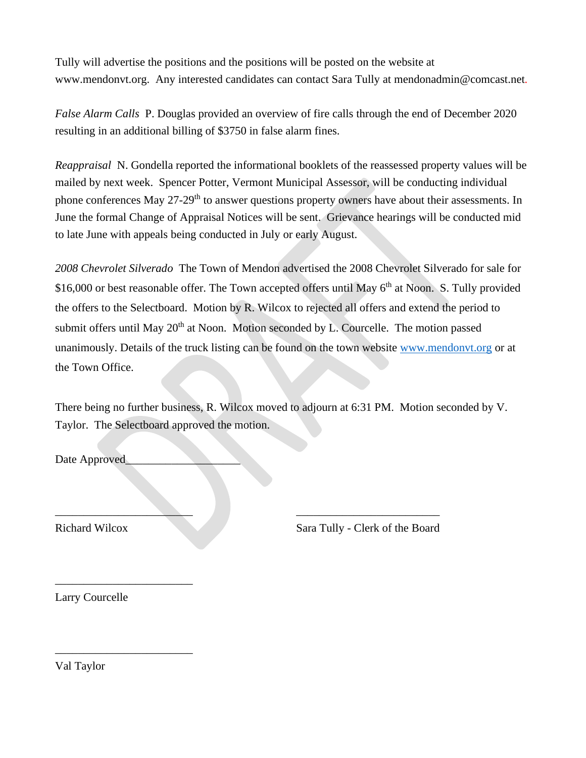Tully will advertise the positions and the positions will be posted on the website at www.mendonvt.org. Any interested candidates can contact Sara Tully at mendonadmin@comcast.net.

*False Alarm Calls* P. Douglas provided an overview of fire calls through the end of December 2020 resulting in an additional billing of $3750 in false alarm fines.

*Reappraisal* N. Gondella reported the informational booklets of the reassessed property values will be mailed by next week. Spencer Potter, Vermont Municipal Assessor, will be conducting individual phone conferences May 27-29th to answer questions property owners have about their assessments. In June the formal Change of Appraisal Notices will be sent. Grievance hearings will be conducted mid to late June with appeals being conducted in July or early August.

*2008 Chevrolet Silverado* The Town of Mendon advertised the 2008 Chevrolet Silverado for sale for $16,000 or best reasonable offer. The Town accepted offers until May 6th at Noon. S. Tully provided the offers to the Selectboard. Motion by R. Wilcox to rejected all offers and extend the period to submit offers until May 20th at Noon. Motion seconded by L. Courcelle. The motion passed unanimously. Details of the truck listing can be found on the town website [www.mendonvt.org](http://www.mendonvt.org) or at the Town Office.

There being no further business, R. Wilcox moved to adjourn at 6:31 PM. Motion seconded by V. Taylor. The Selectboard approved the motion.

Date Approved____________________

________________________ ________________________

Richard Wilcox Sara Tully - Clerk of the Board

________________________

Larry Courcelle

________________________

Val Taylor